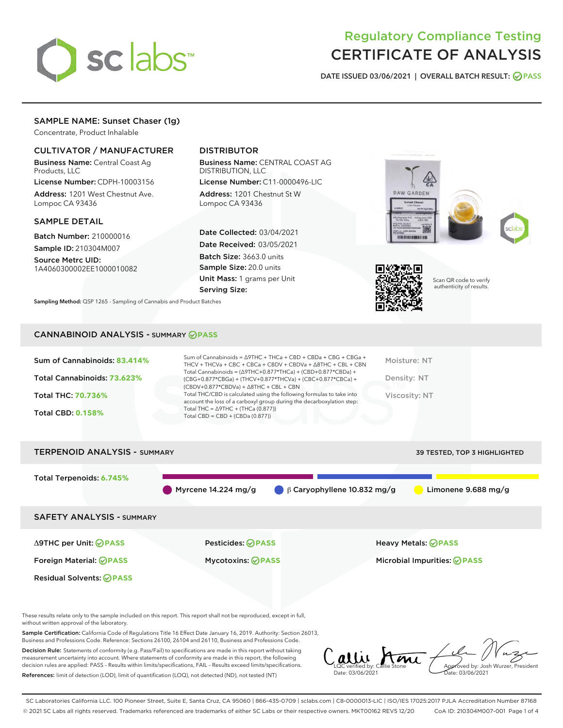# Regulatory Compliance Testing
# CERTIFICATE OF ANALYSIS

DATE ISSUED 03/06/2021 | OVERALL BATCH RESULT: PASS

## SAMPLE NAME: Sunset Chaser (1g)

Concentrate, Product Inhalable

### CULTIVATOR / MANUFACTURER

**Business Name:** Central Coast Ag Products, LLC

**License Number:** CDPH-10003156

**Address:** 1201 West Chestnut Ave. Lompoc CA 93436

### DISTRIBUTOR

**Business Name:** CENTRAL COAST AG DISTRIBUTION, LLC

**License Number:** C11-0000496-LIC

**Address:** 1201 Chestnut St W Lompoc CA 93436

### SAMPLE DETAIL

**Batch Number:** 210000016

**Sample ID:** 210304M007

**Source Metrc UID:** 1A4060300002EE1000010082

**Date Collected:** 03/04/2021

**Date Received:** 03/05/2021

**Batch Size:** 3663.0 units

**Sample Size:** 20.0 units

**Unit Mass:** 1 grams per Unit

**Serving Size:**

Scan QR code to verify authenticity of results.

**Sampling Method:** QSP 1265 - Sampling of Cannabis and Product Batches

## CANNABINOID ANALYSIS - SUMMARY PASS

Sum of Cannabinoids: **83.414%**

Total Cannabinoids: **73.623%**

Total THC: **70.736%**

Total CBD: **0.158%**

Sum of Cannabinoids = Δ9THC + THCa + CBD + CBDa + CBG + CBGa + THCV + THCVa + CBC + CBCa + CBDV + CBDVa + Δ8THC + CBL + CBN

Total Cannabinoids = (Δ9THC+0.877*THCa) + (CBD+0.877*CBDa) + (CBG+0.877*CBGa) + (THCV+0.877*THCVa) + (CBC+0.877*CBCa) + (CBDV+0.877*CBDVa) + Δ8THC + CBL + CBN

Total THC/CBD is calculated using the following formulas to take into account the loss of a carboxyl group during the decarboxylation step:

Total THC = Δ9THC + (THCa (0.877))

Total CBD = CBD + (CBDa (0.877))

Moisture: NT

Density: NT

Viscosity: NT

## TERPENOID ANALYSIS - SUMMARY

39 TESTED, TOP 3 HIGHLIGHTED

Total Terpenoids: **6.745%**

- Myrcene 14.224 mg/g
- β Caryophyllene 10.832 mg/g
- Limonene 9.688 mg/g

## SAFETY ANALYSIS - SUMMARY

| | | |
|---|---|---|
| Δ9THC per Unit: PASS | Pesticides: PASS | Heavy Metals: PASS |
| Foreign Material: PASS | Mycotoxins: PASS | Microbial Impurities: PASS |
| Residual Solvents: PASS | | |

These results relate only to the sample included on this report. This report shall not be reproduced, except in full, without written approval of the laboratory.

**Sample Certification:** California Code of Regulations Title 16 Effect Date January 16, 2019. Authority: Section 26013, Business and Professions Code. Reference: Sections 26100, 26104 and 26110, Business and Professions Code.

**Decision Rule:** Statements of conformity (e.g. Pass/Fail) to specifications are made in this report without taking measurement uncertainty into account. Where statements of conformity are made in this report, the following decision rules are applied: PASS - Results within limits/specifications, FAIL - Results exceed limits/specifications.

**References:** limit of detection (LOD), limit of quantification (LOQ), not detected (ND), not tested (NT)

LQC verified by: Callie Stone
Date: 03/06/2021

Approved by: Josh Wurzer, President
Date: 03/06/2021

SC Laboratories California LLC. 100 Pioneer Street, Suite E, Santa Cruz, CA 95060 | 866-435-0709 | sclabs.com | C8-0000013-LIC | ISO/IES 17025:2017 PJLA Accreditation Number 87168
© 2021 SC Labs all rights reserved. Trademarks referenced are trademarks of either SC Labs or their respective owners. MKT00162 REV5 12/20 CoA ID: 210304M007-001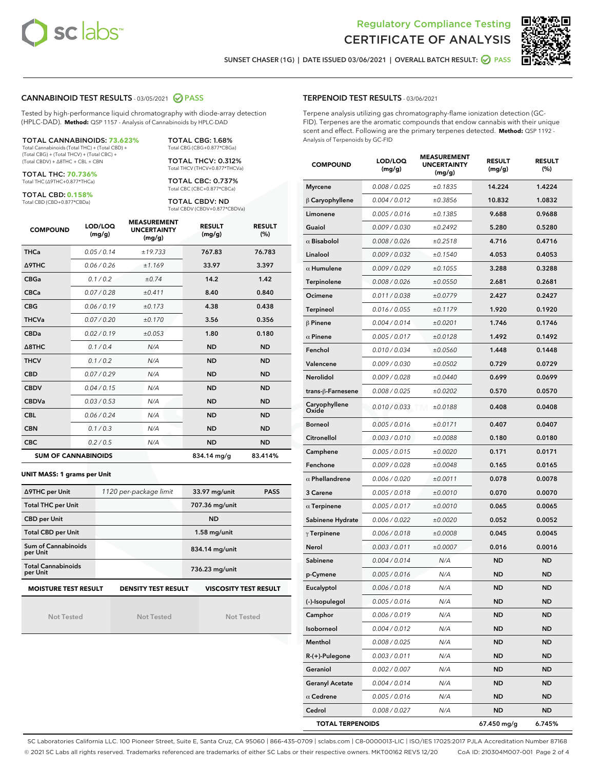# Regulatory Compliance Testing
# CERTIFICATE OF ANALYSIS

SUNSET CHASER (1G) | DATE ISSUED 03/06/2021 | OVERALL BATCH RESULT: PASS

## CANNABINOID TEST RESULTS - 03/05/2021 PASS

Tested by high-performance liquid chromatography with diode-array detection (HPLC-DAD). **Method:** QSP 1157 - Analysis of Cannabinoids by HPLC-DAD

**TOTAL CANNABINOIDS: 73.623%**
Total Cannabinoids (Total THC) + (Total CBD) + (Total CBG) + (Total THCV) + (Total CBC) + (Total CBDV) + Δ8THC + CBL + CBN

**TOTAL THC: 70.736%**
Total THC (Δ9THC+0.877*THCa)

**TOTAL CBD: 0.158%**
Total CBD (CBD+0.877*CBDa)

**TOTAL CBG: 1.68%**
Total CBG (CBG+0.877*CBGa)

**TOTAL THCV: 0.312%**
Total THCV (THCV+0.877*THCVa)

**TOTAL CBC: 0.737%**
Total CBC (CBC+0.877*CBCa)

**TOTAL CBDV: ND**
Total CBDV (CBDV+0.877*CBDVa)

| COMPOUND | LOD/LOQ (mg/g) | MEASUREMENT UNCERTAINTY (mg/g) | RESULT (mg/g) | RESULT (%) |
|---|---|---|---|---|
| THCa | 0.05 / 0.14 | ±19.733 | 767.83 | 76.783 |
| Δ9THC | 0.06 / 0.26 | ±1.169 | 33.97 | 3.397 |
| CBGa | 0.1 / 0.2 | ±0.74 | 14.2 | 1.42 |
| CBCa | 0.07 / 0.28 | ±0.411 | 8.40 | 0.840 |
| CBG | 0.06 / 0.19 | ±0.173 | 4.38 | 0.438 |
| THCVa | 0.07 / 0.20 | ±0.170 | 3.56 | 0.356 |
| CBDa | 0.02 / 0.19 | ±0.053 | 1.80 | 0.180 |
| Δ8THC | 0.1 / 0.4 | N/A | ND | ND |
| THCV | 0.1 / 0.2 | N/A | ND | ND |
| CBD | 0.07 / 0.29 | N/A | ND | ND |
| CBDV | 0.04 / 0.15 | N/A | ND | ND |
| CBDVa | 0.03 / 0.53 | N/A | ND | ND |
| CBL | 0.06 / 0.24 | N/A | ND | ND |
| CBN | 0.1 / 0.3 | N/A | ND | ND |
| CBC | 0.2 / 0.5 | N/A | ND | ND |
| **SUM OF CANNABINOIDS** | | | 834.14 mg/g | 83.414% |

**UNIT MASS: 1 grams per Unit**

| | | | |
|---|---|---|---|
| Δ9THC per Unit | 1120 per-package limit | 33.97 mg/unit | PASS |
| Total THC per Unit | | 707.36 mg/unit | |
| CBD per Unit | | ND | |
| Total CBD per Unit | | 1.58 mg/unit | |
| Sum of Cannabinoids per Unit | | 834.14 mg/unit | |
| Total Cannabinoids per Unit | | 736.23 mg/unit | |

| MOISTURE TEST RESULT | DENSITY TEST RESULT | VISCOSITY TEST RESULT |
|---|---|---|
| Not Tested | Not Tested | Not Tested |

## TERPENOID TEST RESULTS - 03/06/2021

Terpene analysis utilizing gas chromatography-flame ionization detection (GC-FID). Terpenes are the aromatic compounds that endow cannabis with their unique scent and effect. Following are the primary terpenes detected. **Method:** QSP 1192 - Analysis of Terpenoids by GC-FID

| COMPOUND | LOD/LOQ (mg/g) | MEASUREMENT UNCERTAINTY (mg/g) | RESULT (mg/g) | RESULT (%) |
|---|---|---|---|---|
| Myrcene | 0.008 / 0.025 | ±0.1835 | 14.224 | 1.4224 |
| β Caryophyllene | 0.004 / 0.012 | ±0.3856 | 10.832 | 1.0832 |
| Limonene | 0.005 / 0.016 | ±0.1385 | 9.688 | 0.9688 |
| Guaiol | 0.009 / 0.030 | ±0.2492 | 5.280 | 0.5280 |
| α Bisabolol | 0.008 / 0.026 | ±0.2518 | 4.716 | 0.4716 |
| Linalool | 0.009 / 0.032 | ±0.1540 | 4.053 | 0.4053 |
| α Humulene | 0.009 / 0.029 | ±0.1055 | 3.288 | 0.3288 |
| Terpinolene | 0.008 / 0.026 | ±0.0550 | 2.681 | 0.2681 |
| Ocimene | 0.011 / 0.038 | ±0.0779 | 2.427 | 0.2427 |
| Terpineol | 0.016 / 0.055 | ±0.1179 | 1.920 | 0.1920 |
| β Pinene | 0.004 / 0.014 | ±0.0201 | 1.746 | 0.1746 |
| α Pinene | 0.005 / 0.017 | ±0.0128 | 1.492 | 0.1492 |
| Fenchol | 0.010 / 0.034 | ±0.0560 | 1.448 | 0.1448 |
| Valencene | 0.009 / 0.030 | ±0.0502 | 0.729 | 0.0729 |
| Nerolidol | 0.009 / 0.028 | ±0.0440 | 0.699 | 0.0699 |
| trans-β-Farnesene | 0.008 / 0.025 | ±0.0202 | 0.570 | 0.0570 |
| Caryophyllene Oxide | 0.010 / 0.033 | ±0.0188 | 0.408 | 0.0408 |
| Borneol | 0.005 / 0.016 | ±0.0171 | 0.407 | 0.0407 |
| Citronellol | 0.003 / 0.010 | ±0.0088 | 0.180 | 0.0180 |
| Camphene | 0.005 / 0.015 | ±0.0020 | 0.171 | 0.0171 |
| Fenchone | 0.009 / 0.028 | ±0.0048 | 0.165 | 0.0165 |
| α Phellandrene | 0.006 / 0.020 | ±0.0011 | 0.078 | 0.0078 |
| 3 Carene | 0.005 / 0.018 | ±0.0010 | 0.070 | 0.0070 |
| α Terpinene | 0.005 / 0.017 | ±0.0010 | 0.065 | 0.0065 |
| Sabinene Hydrate | 0.006 / 0.022 | ±0.0020 | 0.052 | 0.0052 |
| γ Terpinene | 0.006 / 0.018 | ±0.0008 | 0.045 | 0.0045 |
| Nerol | 0.003 / 0.011 | ±0.0007 | 0.016 | 0.0016 |
| Sabinene | 0.004 / 0.014 | N/A | ND | ND |
| p-Cymene | 0.005 / 0.016 | N/A | ND | ND |
| Eucalyptol | 0.006 / 0.018 | N/A | ND | ND |
| (-)-Isopulegol | 0.005 / 0.016 | N/A | ND | ND |
| Camphor | 0.006 / 0.019 | N/A | ND | ND |
| Isoborneol | 0.004 / 0.012 | N/A | ND | ND |
| Menthol | 0.008 / 0.025 | N/A | ND | ND |
| R-(+)-Pulegone | 0.003 / 0.011 | N/A | ND | ND |
| Geraniol | 0.002 / 0.007 | N/A | ND | ND |
| Geranyl Acetate | 0.004 / 0.014 | N/A | ND | ND |
| α Cedrene | 0.005 / 0.016 | N/A | ND | ND |
| Cedrol | 0.008 / 0.027 | N/A | ND | ND |
| **TOTAL TERPENOIDS** | | | 67.450 mg/g | 6.745% |

SC Laboratories California LLC. 100 Pioneer Street, Suite E, Santa Cruz, CA 95060 | 866-435-0709 | sclabs.com | C8-0000013-LIC | ISO/IES 17025:2017 PJLA Accreditation Number 87168
© 2021 SC Labs all rights reserved. Trademarks referenced are trademarks of either SC Labs or their respective owners. MKT00162 REV5 12/20 CoA ID: 210304M007-001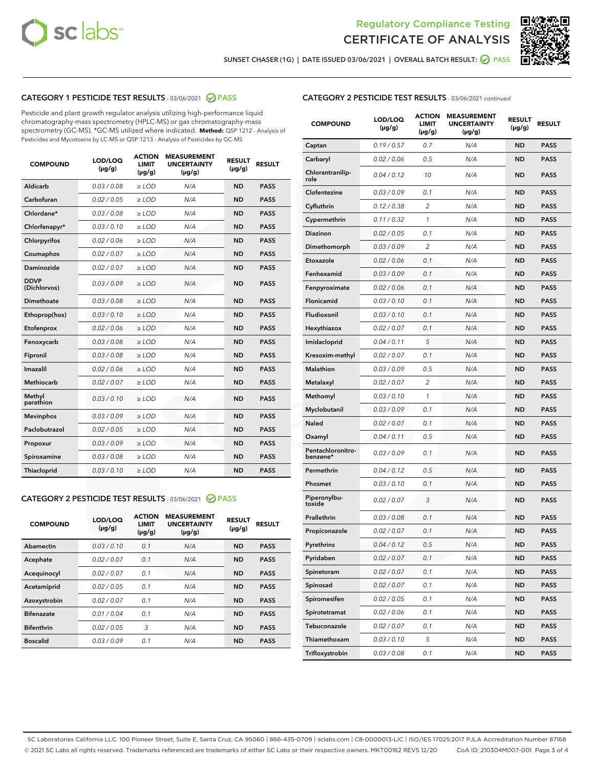SUNSET CHASER (1G) | DATE ISSUED 03/06/2021 | OVERALL BATCH RESULT: PASS

## CATEGORY 1 PESTICIDE TEST RESULTS - 03/06/2021 PASS

Pesticide and plant growth regulator analysis utilizing high-performance liquid chromatography-mass spectrometry (HPLC-MS) or gas chromatography-mass spectrometry (GC-MS). *GC-MS utilized where indicated. **Method:** QSP 1212 - Analysis of Pesticides and Mycotoxins by LC-MS or QSP 1213 - Analysis of Pesticides by GC-MS

| COMPOUND | LOD/LOQ (µg/g) | ACTION LIMIT (µg/g) | MEASUREMENT UNCERTAINTY (µg/g) | RESULT (µg/g) | RESULT |
|---|---|---|---|---|---|
| Aldicarb | 0.03 / 0.08 | ≥ LOD | N/A | ND | PASS |
| Carbofuran | 0.02 / 0.05 | ≥ LOD | N/A | ND | PASS |
| Chlordane* | 0.03 / 0.08 | ≥ LOD | N/A | ND | PASS |
| Chlorfenapyr* | 0.03 / 0.10 | ≥ LOD | N/A | ND | PASS |
| Chlorpyrifos | 0.02 / 0.06 | ≥ LOD | N/A | ND | PASS |
| Coumaphos | 0.02 / 0.07 | ≥ LOD | N/A | ND | PASS |
| Daminozide | 0.02 / 0.07 | ≥ LOD | N/A | ND | PASS |
| DDVP (Dichlorvos) | 0.03 / 0.09 | ≥ LOD | N/A | ND | PASS |
| Dimethoate | 0.03 / 0.08 | ≥ LOD | N/A | ND | PASS |
| Ethoprop(hos) | 0.03 / 0.10 | ≥ LOD | N/A | ND | PASS |
| Etofenprox | 0.02 / 0.06 | ≥ LOD | N/A | ND | PASS |
| Fenoxycarb | 0.03 / 0.08 | ≥ LOD | N/A | ND | PASS |
| Fipronil | 0.03 / 0.08 | ≥ LOD | N/A | ND | PASS |
| Imazalil | 0.02 / 0.06 | ≥ LOD | N/A | ND | PASS |
| Methiocarb | 0.02 / 0.07 | ≥ LOD | N/A | ND | PASS |
| Methyl parathion | 0.03 / 0.10 | ≥ LOD | N/A | ND | PASS |
| Mevinphos | 0.03 / 0.09 | ≥ LOD | N/A | ND | PASS |
| Paclobutrazol | 0.02 / 0.05 | ≥ LOD | N/A | ND | PASS |
| Propoxur | 0.03 / 0.09 | ≥ LOD | N/A | ND | PASS |
| Spiroxamine | 0.03 / 0.08 | ≥ LOD | N/A | ND | PASS |
| Thiacloprid | 0.03 / 0.10 | ≥ LOD | N/A | ND | PASS |

## CATEGORY 2 PESTICIDE TEST RESULTS - 03/06/2021 PASS

| COMPOUND | LOD/LOQ (µg/g) | ACTION LIMIT (µg/g) | MEASUREMENT UNCERTAINTY (µg/g) | RESULT (µg/g) | RESULT |
|---|---|---|---|---|---|
| Abamectin | 0.03 / 0.10 | 0.1 | N/A | ND | PASS |
| Acephate | 0.02 / 0.07 | 0.1 | N/A | ND | PASS |
| Acequinocyl | 0.02 / 0.07 | 0.1 | N/A | ND | PASS |
| Acetamiprid | 0.02 / 0.05 | 0.1 | N/A | ND | PASS |
| Azoxystrobin | 0.02 / 0.07 | 0.1 | N/A | ND | PASS |
| Bifenazate | 0.01 / 0.04 | 0.1 | N/A | ND | PASS |
| Bifenthrin | 0.02 / 0.05 | 3 | N/A | ND | PASS |
| Boscalid | 0.03 / 0.09 | 0.1 | N/A | ND | PASS |
| Captan | 0.19 / 0.57 | 0.7 | N/A | ND | PASS |
| Carbaryl | 0.02 / 0.06 | 0.5 | N/A | ND | PASS |
| Chlorantraniliprole | 0.04 / 0.12 | 10 | N/A | ND | PASS |
| Clofentezine | 0.03 / 0.09 | 0.1 | N/A | ND | PASS |
| Cyfluthrin | 0.12 / 0.38 | 2 | N/A | ND | PASS |
| Cypermethrin | 0.11 / 0.32 | 1 | N/A | ND | PASS |
| Diazinon | 0.02 / 0.05 | 0.1 | N/A | ND | PASS |
| Dimethomorph | 0.03 / 0.09 | 2 | N/A | ND | PASS |
| Etoxazole | 0.02 / 0.06 | 0.1 | N/A | ND | PASS |
| Fenhexamid | 0.03 / 0.09 | 0.1 | N/A | ND | PASS |
| Fenpyroximate | 0.02 / 0.06 | 0.1 | N/A | ND | PASS |
| Flonicamid | 0.03 / 0.10 | 0.1 | N/A | ND | PASS |
| Fludioxonil | 0.03 / 0.10 | 0.1 | N/A | ND | PASS |
| Hexythiazox | 0.02 / 0.07 | 0.1 | N/A | ND | PASS |
| Imidacloprid | 0.04 / 0.11 | 5 | N/A | ND | PASS |
| Kresoxim-methyl | 0.02 / 0.07 | 0.1 | N/A | ND | PASS |
| Malathion | 0.03 / 0.09 | 0.5 | N/A | ND | PASS |
| Metalaxyl | 0.02 / 0.07 | 2 | N/A | ND | PASS |
| Methomyl | 0.03 / 0.10 | 1 | N/A | ND | PASS |
| Myclobutanil | 0.03 / 0.09 | 0.1 | N/A | ND | PASS |
| Naled | 0.02 / 0.07 | 0.1 | N/A | ND | PASS |
| Oxamyl | 0.04 / 0.11 | 0.5 | N/A | ND | PASS |
| Pentachloronitrobenzene* | 0.03 / 0.09 | 0.1 | N/A | ND | PASS |
| Permethrin | 0.04 / 0.12 | 0.5 | N/A | ND | PASS |
| Phosmet | 0.03 / 0.10 | 0.1 | N/A | ND | PASS |
| Piperonylbutoxide | 0.02 / 0.07 | 3 | N/A | ND | PASS |
| Prallethrin | 0.03 / 0.08 | 0.1 | N/A | ND | PASS |
| Propiconazole | 0.02 / 0.07 | 0.1 | N/A | ND | PASS |
| Pyrethrins | 0.04 / 0.12 | 0.5 | N/A | ND | PASS |
| Pyridaben | 0.02 / 0.07 | 0.1 | N/A | ND | PASS |
| Spinetoram | 0.02 / 0.07 | 0.1 | N/A | ND | PASS |
| Spinosad | 0.02 / 0.07 | 0.1 | N/A | ND | PASS |
| Spiromesifen | 0.02 / 0.05 | 0.1 | N/A | ND | PASS |
| Spirotetramat | 0.02 / 0.06 | 0.1 | N/A | ND | PASS |
| Tebuconazole | 0.02 / 0.07 | 0.1 | N/A | ND | PASS |
| Thiamethoxam | 0.03 / 0.10 | 5 | N/A | ND | PASS |
| Trifloxystrobin | 0.03 / 0.08 | 0.1 | N/A | ND | PASS |

SC Laboratories California LLC. 100 Pioneer Street, Suite E, Santa Cruz, CA 95060 | 866-435-0709 | sclabs.com | C8-0000013-LIC | ISO/IES 17025:2017 PJLA Accreditation Number 87168
© 2021 SC Labs all rights reserved. Trademarks referenced are trademarks of either SC Labs or their respective owners. MKT00162 REV5 12/20 CoA ID: 210304M007-001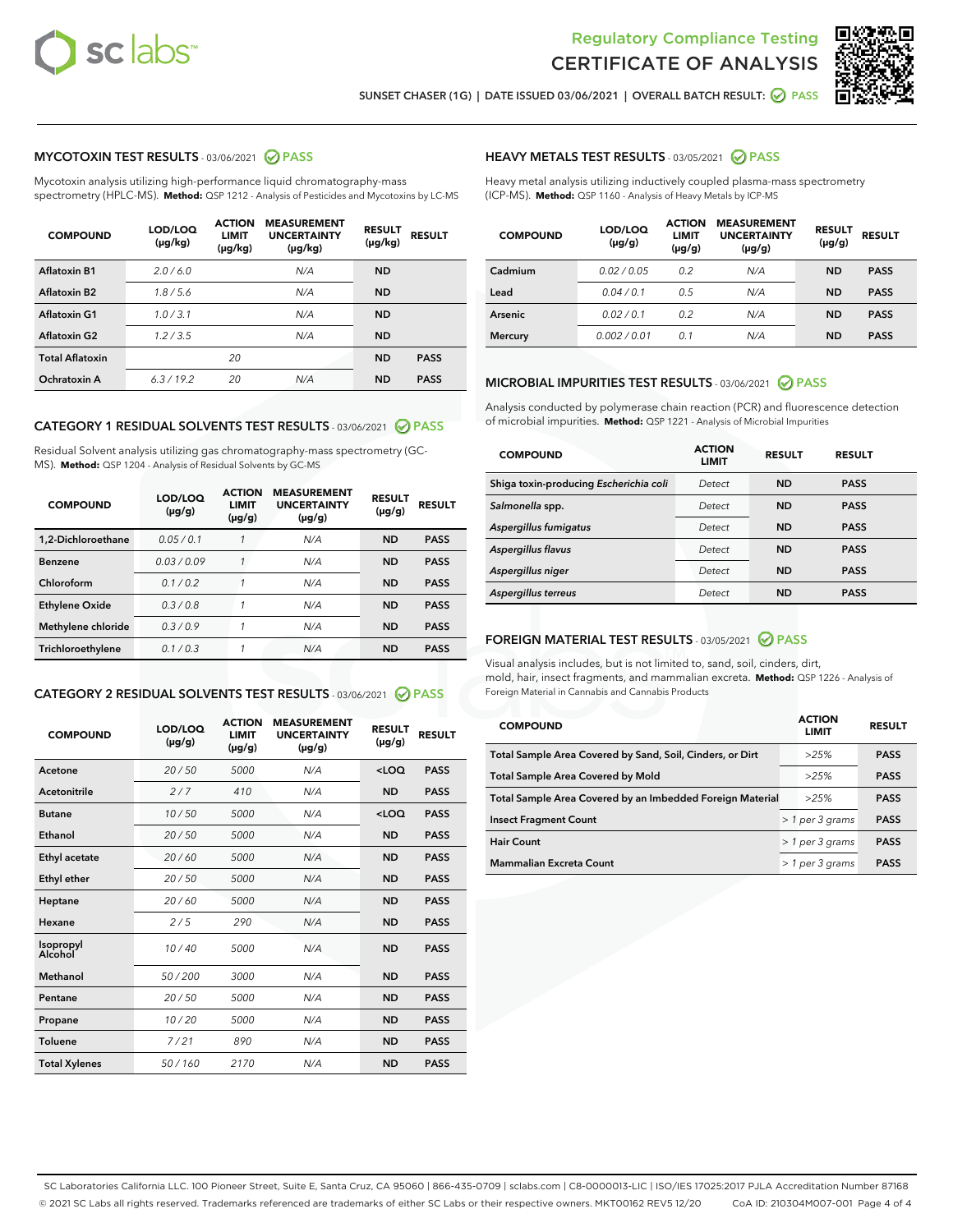Regulatory Compliance Testing

# CERTIFICATE OF ANALYSIS

SUNSET CHASER (1G) | DATE ISSUED 03/06/2021 | OVERALL BATCH RESULT: PASS

## MYCOTOXIN TEST RESULTS - 03/06/2021 PASS

Mycotoxin analysis utilizing high-performance liquid chromatography-mass spectrometry (HPLC-MS). **Method:** QSP 1212 - Analysis of Pesticides and Mycotoxins by LC-MS

| COMPOUND | LOD/LOQ (µg/kg) | ACTION LIMIT (µg/kg) | MEASUREMENT UNCERTAINTY (µg/kg) | RESULT (µg/kg) | RESULT |
|---|---|---|---|---|---|
| Aflatoxin B1 | 2.0 / 6.0 | | N/A | ND | |
| Aflatoxin B2 | 1.8 / 5.6 | | N/A | ND | |
| Aflatoxin G1 | 1.0 / 3.1 | | N/A | ND | |
| Aflatoxin G2 | 1.2 / 3.5 | | N/A | ND | |
| Total Aflatoxin | | 20 | | ND | PASS |
| Ochratoxin A | 6.3 / 19.2 | 20 | N/A | ND | PASS |

## CATEGORY 1 RESIDUAL SOLVENTS TEST RESULTS - 03/06/2021 PASS

Residual Solvent analysis utilizing gas chromatography-mass spectrometry (GC-MS). **Method:** QSP 1204 - Analysis of Residual Solvents by GC-MS

| COMPOUND | LOD/LOQ (µg/g) | ACTION LIMIT (µg/g) | MEASUREMENT UNCERTAINTY (µg/g) | RESULT (µg/g) | RESULT |
|---|---|---|---|---|---|
| 1,2-Dichloroethane | 0.05 / 0.1 | 1 | N/A | ND | PASS |
| Benzene | 0.03 / 0.09 | 1 | N/A | ND | PASS |
| Chloroform | 0.1 / 0.2 | 1 | N/A | ND | PASS |
| Ethylene Oxide | 0.3 / 0.8 | 1 | N/A | ND | PASS |
| Methylene chloride | 0.3 / 0.9 | 1 | N/A | ND | PASS |
| Trichloroethylene | 0.1 / 0.3 | 1 | N/A | ND | PASS |

## CATEGORY 2 RESIDUAL SOLVENTS TEST RESULTS - 03/06/2021 PASS

| COMPOUND | LOD/LOQ (µg/g) | ACTION LIMIT (µg/g) | MEASUREMENT UNCERTAINTY (µg/g) | RESULT (µg/g) | RESULT |
|---|---|---|---|---|---|
| Acetone | 20 / 50 | 5000 | N/A | <LOQ | PASS |
| Acetonitrile | 2 / 7 | 410 | N/A | ND | PASS |
| Butane | 10 / 50 | 5000 | N/A | <LOQ | PASS |
| Ethanol | 20 / 50 | 5000 | N/A | ND | PASS |
| Ethyl acetate | 20 / 60 | 5000 | N/A | ND | PASS |
| Ethyl ether | 20 / 50 | 5000 | N/A | ND | PASS |
| Heptane | 20 / 60 | 5000 | N/A | ND | PASS |
| Hexane | 2 / 5 | 290 | N/A | ND | PASS |
| Isopropyl Alcohol | 10 / 40 | 5000 | N/A | ND | PASS |
| Methanol | 50 / 200 | 3000 | N/A | ND | PASS |
| Pentane | 20 / 50 | 5000 | N/A | ND | PASS |
| Propane | 10 / 20 | 5000 | N/A | ND | PASS |
| Toluene | 7 / 21 | 890 | N/A | ND | PASS |
| Total Xylenes | 50 / 160 | 2170 | N/A | ND | PASS |

## HEAVY METALS TEST RESULTS - 03/05/2021 PASS

Heavy metal analysis utilizing inductively coupled plasma-mass spectrometry (ICP-MS). **Method:** QSP 1160 - Analysis of Heavy Metals by ICP-MS

| COMPOUND | LOD/LOQ (µg/g) | ACTION LIMIT (µg/g) | MEASUREMENT UNCERTAINTY (µg/g) | RESULT (µg/g) | RESULT |
|---|---|---|---|---|---|
| Cadmium | 0.02 / 0.05 | 0.2 | N/A | ND | PASS |
| Lead | 0.04 / 0.1 | 0.5 | N/A | ND | PASS |
| Arsenic | 0.02 / 0.1 | 0.2 | N/A | ND | PASS |
| Mercury | 0.002 / 0.01 | 0.1 | N/A | ND | PASS |

## MICROBIAL IMPURITIES TEST RESULTS - 03/06/2021 PASS

Analysis conducted by polymerase chain reaction (PCR) and fluorescence detection of microbial impurities. **Method:** QSP 1221 - Analysis of Microbial Impurities

| COMPOUND | ACTION LIMIT | RESULT | RESULT |
|---|---|---|---|
| Shiga toxin-producing *Escherichia coli* | Detect | ND | PASS |
| *Salmonella* spp. | Detect | ND | PASS |
| *Aspergillus fumigatus* | Detect | ND | PASS |
| *Aspergillus flavus* | Detect | ND | PASS |
| *Aspergillus niger* | Detect | ND | PASS |
| *Aspergillus terreus* | Detect | ND | PASS |

## FOREIGN MATERIAL TEST RESULTS - 03/05/2021 PASS

Visual analysis includes, but is not limited to, sand, soil, cinders, dirt, mold, hair, insect fragments, and mammalian excreta. **Method:** QSP 1226 - Analysis of Foreign Material in Cannabis and Cannabis Products

| COMPOUND | ACTION LIMIT | RESULT |
|---|---|---|
| Total Sample Area Covered by Sand, Soil, Cinders, or Dirt | >25% | PASS |
| Total Sample Area Covered by Mold | >25% | PASS |
| Total Sample Area Covered by an Imbedded Foreign Material | >25% | PASS |
| Insect Fragment Count | > 1 per 3 grams | PASS |
| Hair Count | > 1 per 3 grams | PASS |
| Mammalian Excreta Count | > 1 per 3 grams | PASS |

SC Laboratories California LLC. 100 Pioneer Street, Suite E, Santa Cruz, CA 95060 | 866-435-0709 | sclabs.com | C8-0000013-LIC | ISO/IES 17025:2017 PJLA Accreditation Number 87168
© 2021 SC Labs all rights reserved. Trademarks referenced are trademarks of either SC Labs or their respective owners. MKT00162 REV5 12/20 CoA ID: 210304M007-001